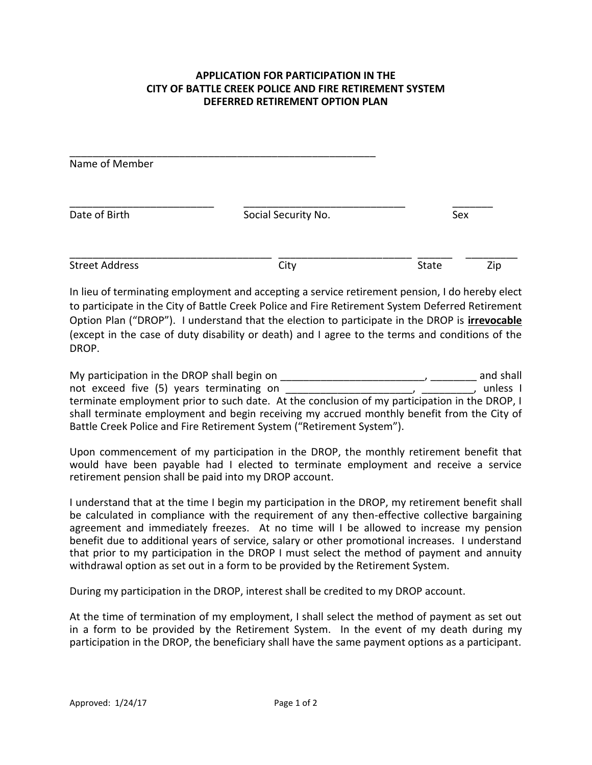**APPLICATION FOR PARTICIPATION IN THE**
**CITY OF BATTLE CREEK POLICE AND FIRE RETIREMENT SYSTEM**
**DEFERRED RETIREMENT OPTION PLAN**

_______________________________________________________
Name of Member

_________________________ ____________________________ _______
Date of Birth Social Security No. Sex

___________________________________ ______________________ ______ _________
Street Address City State Zip

In lieu of terminating employment and accepting a service retirement pension, I do hereby elect to participate in the City of Battle Creek Police and Fire Retirement System Deferred Retirement Option Plan ("DROP"). I understand that the election to participate in the DROP is **irrevocable** (except in the case of duty disability or death) and I agree to the terms and conditions of the DROP.

My participation in the DROP shall begin on _________________________, ________ and shall not exceed five (5) years terminating on ______________________, _________, unless I terminate employment prior to such date. At the conclusion of my participation in the DROP, I shall terminate employment and begin receiving my accrued monthly benefit from the City of Battle Creek Police and Fire Retirement System ("Retirement System").

Upon commencement of my participation in the DROP, the monthly retirement benefit that would have been payable had I elected to terminate employment and receive a service retirement pension shall be paid into my DROP account.

I understand that at the time I begin my participation in the DROP, my retirement benefit shall be calculated in compliance with the requirement of any then-effective collective bargaining agreement and immediately freezes. At no time will I be allowed to increase my pension benefit due to additional years of service, salary or other promotional increases. I understand that prior to my participation in the DROP I must select the method of payment and annuity withdrawal option as set out in a form to be provided by the Retirement System.

During my participation in the DROP, interest shall be credited to my DROP account.

At the time of termination of my employment, I shall select the method of payment as set out in a form to be provided by the Retirement System. In the event of my death during my participation in the DROP, the beneficiary shall have the same payment options as a participant.

Approved: 1/24/17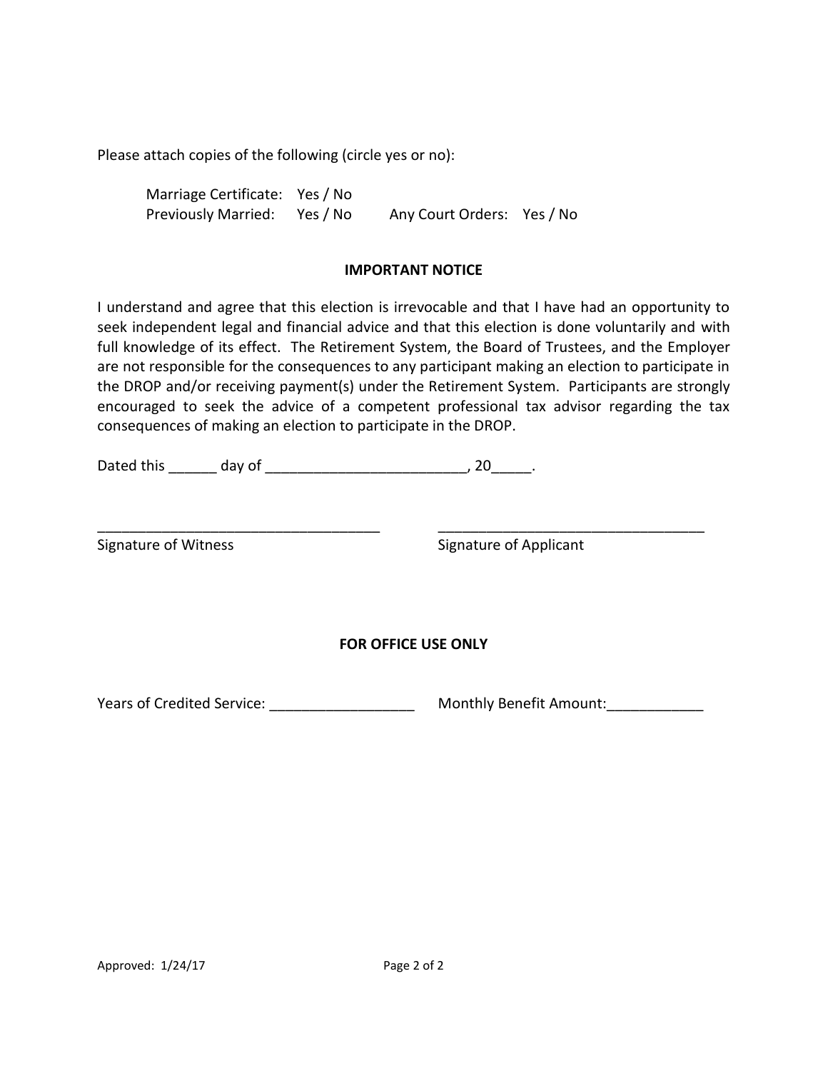Please attach copies of the following (circle yes or no):

Marriage Certificate: Yes / No

Previously Married: Yes / No     Any Court Orders: Yes / No

### IMPORTANT NOTICE

I understand and agree that this election is irrevocable and that I have had an opportunity to seek independent legal and financial advice and that this election is done voluntarily and with full knowledge of its effect. The Retirement System, the Board of Trustees, and the Employer are not responsible for the consequences to any participant making an election to participate in the DROP and/or receiving payment(s) under the Retirement System. Participants are strongly encouraged to seek the advice of a competent professional tax advisor regarding the tax consequences of making an election to participate in the DROP.

Dated this ______ day of _________________________, 20_____.

___________________________________     _________________________________

Signature of Witness     Signature of Applicant

### FOR OFFICE USE ONLY

Years of Credited Service: __________________     Monthly Benefit Amount:____________

Approved: 1/24/17